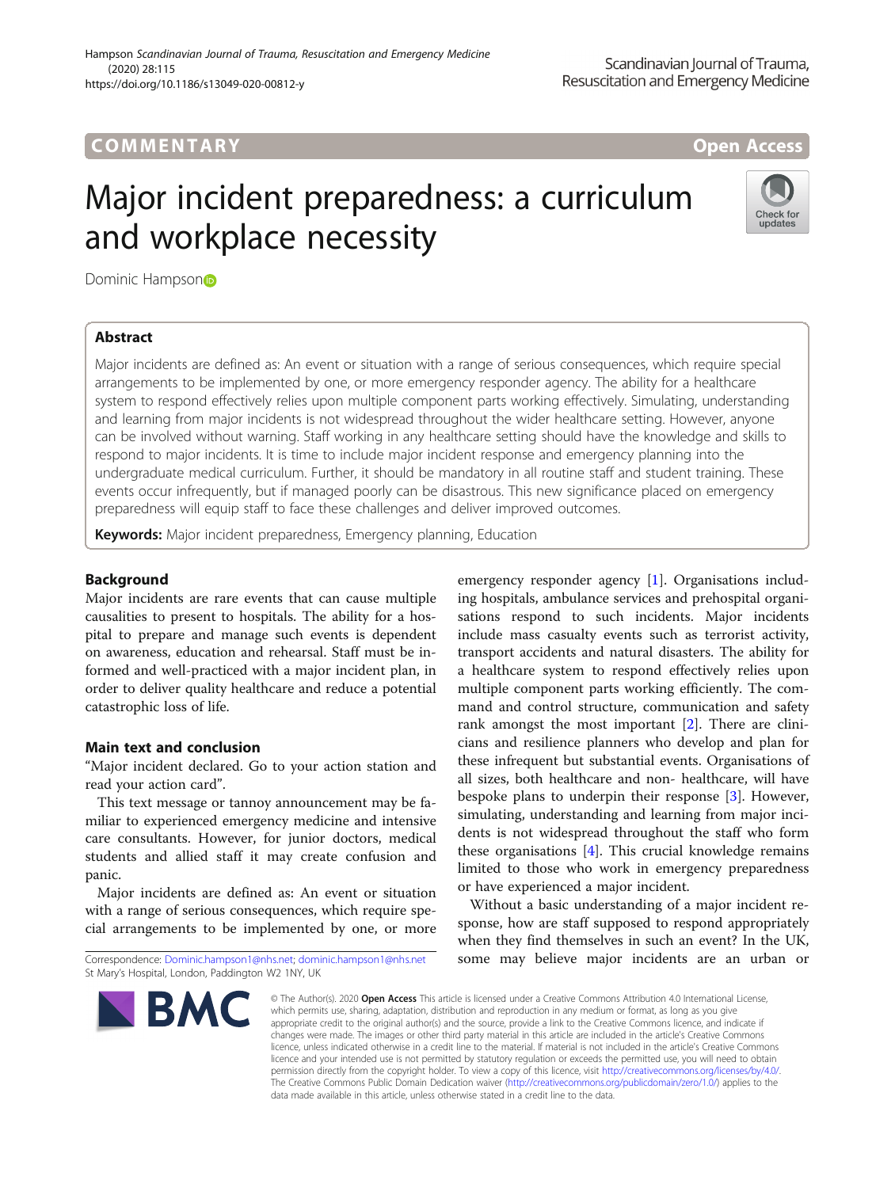COMMENTARY

Open Access

# Major incident preparedness: a curriculum and workplace necessity

Dominic Hampson

## Abstract

Major incidents are defined as: An event or situation with a range of serious consequences, which require special arrangements to be implemented by one, or more emergency responder agency. The ability for a healthcare system to respond effectively relies upon multiple component parts working effectively. Simulating, understanding and learning from major incidents is not widespread throughout the wider healthcare setting. However, anyone can be involved without warning. Staff working in any healthcare setting should have the knowledge and skills to respond to major incidents. It is time to include major incident response and emergency planning into the undergraduate medical curriculum. Further, it should be mandatory in all routine staff and student training. These events occur infrequently, but if managed poorly can be disastrous. This new significance placed on emergency preparedness will equip staff to face these challenges and deliver improved outcomes.

**Keywords:** Major incident preparedness, Emergency planning, Education

## Background

Major incidents are rare events that can cause multiple causalities to present to hospitals. The ability for a hospital to prepare and manage such events is dependent on awareness, education and rehearsal. Staff must be informed and well-practiced with a major incident plan, in order to deliver quality healthcare and reduce a potential catastrophic loss of life.

## Main text and conclusion

"Major incident declared. Go to your action station and read your action card".

This text message or tannoy announcement may be familiar to experienced emergency medicine and intensive care consultants. However, for junior doctors, medical students and allied staff it may create confusion and panic.

Major incidents are defined as: An event or situation with a range of serious consequences, which require special arrangements to be implemented by one, or more emergency responder agency [1]. Organisations including hospitals, ambulance services and prehospital organisations respond to such incidents. Major incidents include mass casualty events such as terrorist activity, transport accidents and natural disasters. The ability for a healthcare system to respond effectively relies upon multiple component parts working efficiently. The command and control structure, communication and safety rank amongst the most important [2]. There are clinicians and resilience planners who develop and plan for these infrequent but substantial events. Organisations of all sizes, both healthcare and non- healthcare, will have bespoke plans to underpin their response [3]. However, simulating, understanding and learning from major incidents is not widespread throughout the staff who form these organisations [4]. This crucial knowledge remains limited to those who work in emergency preparedness or have experienced a major incident.

Without a basic understanding of a major incident response, how are staff supposed to respond appropriately when they find themselves in such an event? In the UK, some may believe major incidents are an urban or

Correspondence: Dominic.hampson1@nhs.net; dominic.hampson1@nhs.net
St Mary's Hospital, London, Paddington W2 1NY, UK

© The Author(s). 2020 **Open Access** This article is licensed under a Creative Commons Attribution 4.0 International License, which permits use, sharing, adaptation, distribution and reproduction in any medium or format, as long as you give appropriate credit to the original author(s) and the source, provide a link to the Creative Commons licence, and indicate if changes were made. The images or other third party material in this article are included in the article's Creative Commons licence, unless indicated otherwise in a credit line to the material. If material is not included in the article's Creative Commons licence and your intended use is not permitted by statutory regulation or exceeds the permitted use, you will need to obtain permission directly from the copyright holder. To view a copy of this licence, visit http://creativecommons.org/licenses/by/4.0/. The Creative Commons Public Domain Dedication waiver (http://creativecommons.org/publicdomain/zero/1.0/) applies to the data made available in this article, unless otherwise stated in a credit line to the data.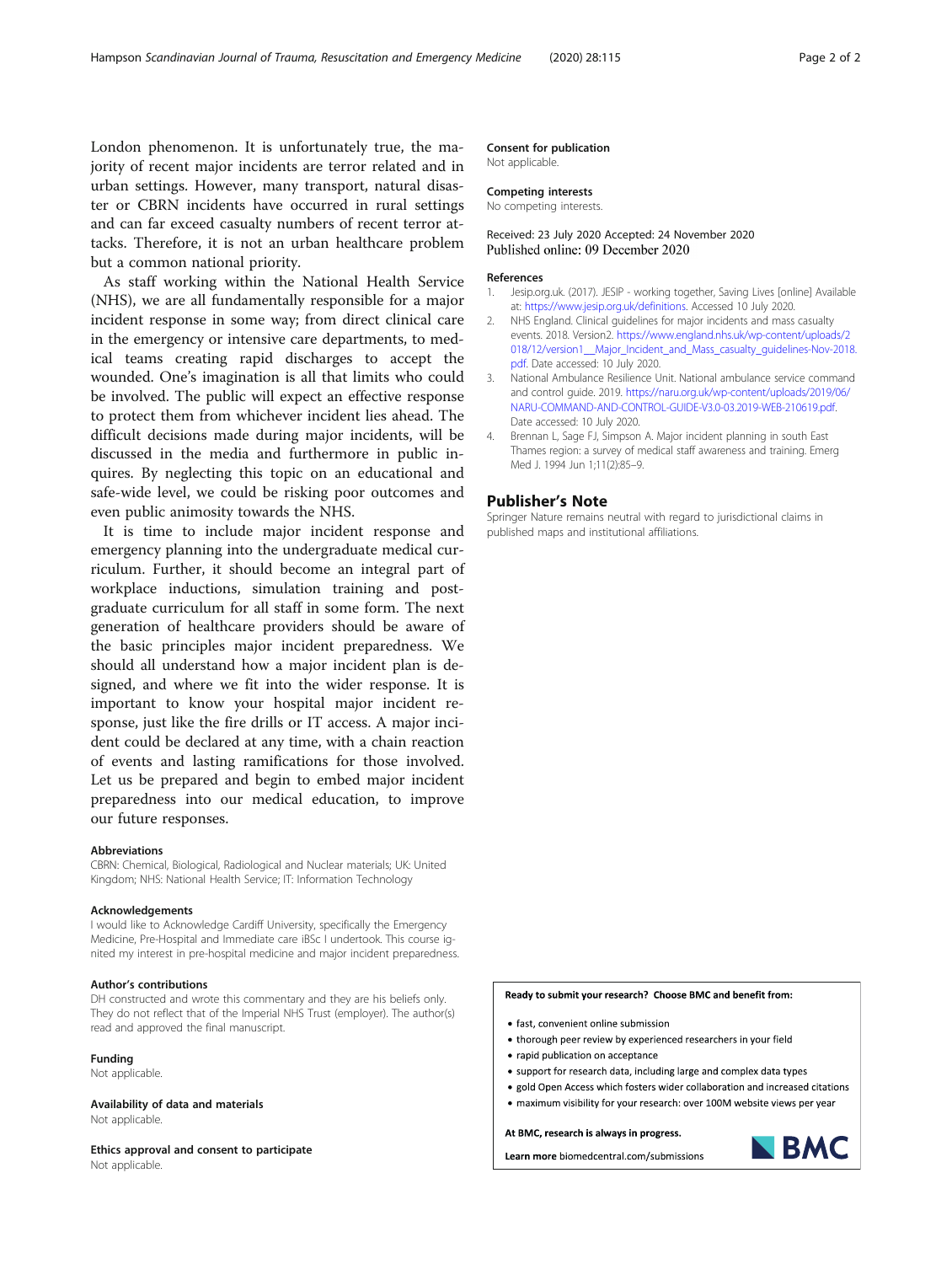London phenomenon. It is unfortunately true, the majority of recent major incidents are terror related and in urban settings. However, many transport, natural disaster or CBRN incidents have occurred in rural settings and can far exceed casualty numbers of recent terror attacks. Therefore, it is not an urban healthcare problem but a common national priority.

As staff working within the National Health Service (NHS), we are all fundamentally responsible for a major incident response in some way; from direct clinical care in the emergency or intensive care departments, to medical teams creating rapid discharges to accept the wounded. One's imagination is all that limits who could be involved. The public will expect an effective response to protect them from whichever incident lies ahead. The difficult decisions made during major incidents, will be discussed in the media and furthermore in public inquires. By neglecting this topic on an educational and safe-wide level, we could be risking poor outcomes and even public animosity towards the NHS.

It is time to include major incident response and emergency planning into the undergraduate medical curriculum. Further, it should become an integral part of workplace inductions, simulation training and post-graduate curriculum for all staff in some form. The next generation of healthcare providers should be aware of the basic principles major incident preparedness. We should all understand how a major incident plan is designed, and where we fit into the wider response. It is important to know your hospital major incident response, just like the fire drills or IT access. A major incident could be declared at any time, with a chain reaction of events and lasting ramifications for those involved. Let us be prepared and begin to embed major incident preparedness into our medical education, to improve our future responses.

#### Abbreviations

CBRN: Chemical, Biological, Radiological and Nuclear materials; UK: United Kingdom; NHS: National Health Service; IT: Information Technology

#### Acknowledgements

I would like to Acknowledge Cardiff University, specifically the Emergency Medicine, Pre-Hospital and Immediate care iBSc I undertook. This course ignited my interest in pre-hospital medicine and major incident preparedness.

#### Author's contributions

DH constructed and wrote this commentary and they are his beliefs only. They do not reflect that of the Imperial NHS Trust (employer). The author(s) read and approved the final manuscript.

#### Funding

Not applicable.

#### Availability of data and materials

Not applicable.

#### Ethics approval and consent to participate

Not applicable.

#### Consent for publication

Not applicable.

#### Competing interests

No competing interests.

Received: 23 July 2020 Accepted: 24 November 2020
Published online: 09 December 2020

#### References

1. Jesip.org.uk. (2017). JESIP - working together, Saving Lives [online] Available at: https://www.jesip.org.uk/definitions. Accessed 10 July 2020.
2. NHS England. Clinical guidelines for major incidents and mass casualty events. 2018. Version2. https://www.england.nhs.uk/wp-content/uploads/2018/12/version1__Major_Incident_and_Mass_casualty_guidelines-Nov-2018.pdf. Date accessed: 10 July 2020.
3. National Ambulance Resilience Unit. National ambulance service command and control guide. 2019. https://naru.org.uk/wp-content/uploads/2019/06/NARU-COMMAND-AND-CONTROL-GUIDE-V3.0-03.2019-WEB-210619.pdf. Date accessed: 10 July 2020.
4. Brennan L, Sage FJ, Simpson A. Major incident planning in south East Thames region: a survey of medical staff awareness and training. Emerg Med J. 1994 Jun 1;11(2):85–9.

## Publisher's Note

Springer Nature remains neutral with regard to jurisdictional claims in published maps and institutional affiliations.

**Ready to submit your research? Choose BMC and benefit from:**

- fast, convenient online submission
- thorough peer review by experienced researchers in your field
- rapid publication on acceptance
- support for research data, including large and complex data types
- gold Open Access which fosters wider collaboration and increased citations
- maximum visibility for your research: over 100M website views per year

**At BMC, research is always in progress.**

**Learn more** biomedcentral.com/submissions